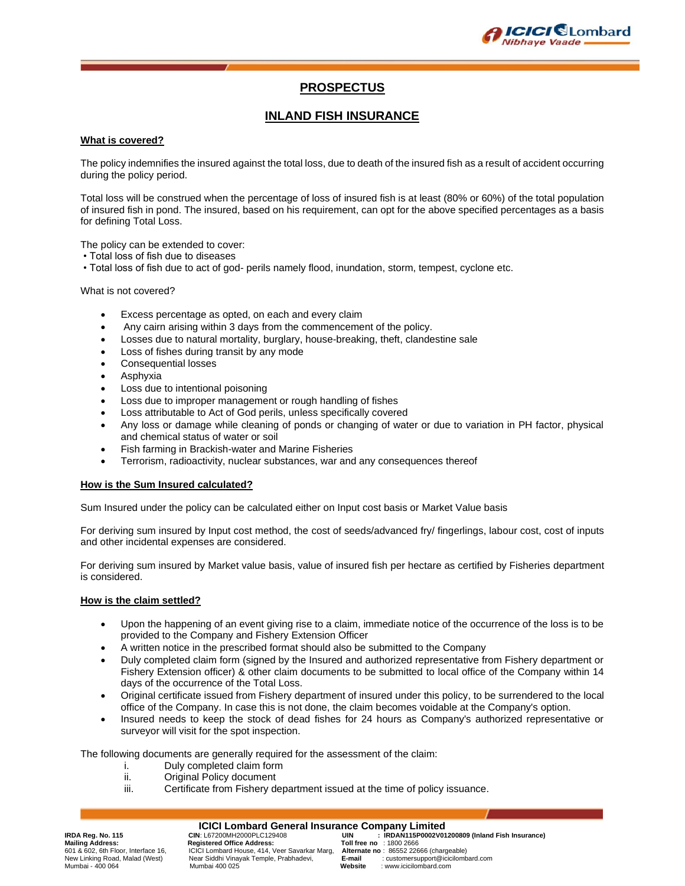# PROSPECTUS

# INLAND FISH INSURANCE

## What is covered?

The policy indemnifies the insured against the total loss, due to death of the insured fish as a result of accident occurring during the policy period.

Total loss will be construed when the percentage of loss of insured fish is at least (80% or 60%) of the total population of insured fish in pond. The insured, based on his requirement, can opt for the above specified percentages as a basis for defining Total Loss.

The policy can be extended to cover:
- Total loss of fish due to diseases
- Total loss of fish due to act of god- perils namely flood, inundation, storm, tempest, cyclone etc.

What is not covered?

- Excess percentage as opted, on each and every claim
- Any cairn arising within 3 days from the commencement of the policy.
- Losses due to natural mortality, burglary, house-breaking, theft, clandestine sale
- Loss of fishes during transit by any mode
- Consequential losses
- Asphyxia
- Loss due to intentional poisoning
- Loss due to improper management or rough handling of fishes
- Loss attributable to Act of God perils, unless specifically covered
- Any loss or damage while cleaning of ponds or changing of water or due to variation in PH factor, physical and chemical status of water or soil
- Fish farming in Brackish-water and Marine Fisheries
- Terrorism, radioactivity, nuclear substances, war and any consequences thereof

## How is the Sum Insured calculated?

Sum Insured under the policy can be calculated either on Input cost basis or Market Value basis

For deriving sum insured by Input cost method, the cost of seeds/advanced fry/ fingerlings, labour cost, cost of inputs and other incidental expenses are considered.

For deriving sum insured by Market value basis, value of insured fish per hectare as certified by Fisheries department is considered.

## How is the claim settled?

- Upon the happening of an event giving rise to a claim, immediate notice of the occurrence of the loss is to be provided to the Company and Fishery Extension Officer
- A written notice in the prescribed format should also be submitted to the Company
- Duly completed claim form (signed by the Insured and authorized representative from Fishery department or Fishery Extension officer) & other claim documents to be submitted to local office of the Company within 14 days of the occurrence of the Total Loss.
- Original certificate issued from Fishery department of insured under this policy, to be surrendered to the local office of the Company. In case this is not done, the claim becomes voidable at the Company's option.
- Insured needs to keep the stock of dead fishes for 24 hours as Company's authorized representative or surveyor will visit for the spot inspection.

The following documents are generally required for the assessment of the claim:

i. Duly completed claim form
ii. Original Policy document
iii. Certificate from Fishery department issued at the time of policy issuance.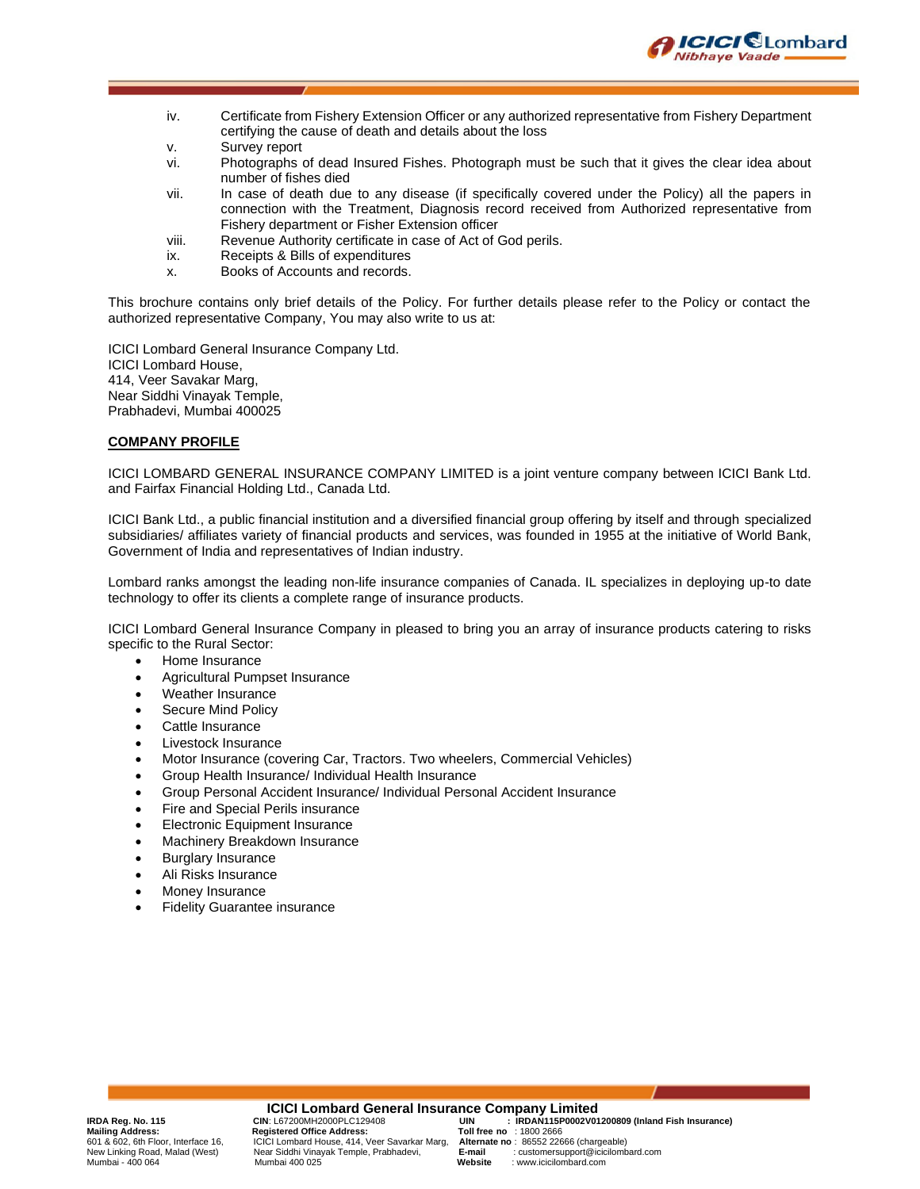iv. Certificate from Fishery Extension Officer or any authorized representative from Fishery Department certifying the cause of death and details about the loss
v. Survey report
vi. Photographs of dead Insured Fishes. Photograph must be such that it gives the clear idea about number of fishes died
vii. In case of death due to any disease (if specifically covered under the Policy) all the papers in connection with the Treatment, Diagnosis record received from Authorized representative from Fishery department or Fisher Extension officer
viii. Revenue Authority certificate in case of Act of God perils.
ix. Receipts & Bills of expenditures
x. Books of Accounts and records.

This brochure contains only brief details of the Policy. For further details please refer to the Policy or contact the authorized representative Company, You may also write to us at:

ICICI Lombard General Insurance Company Ltd.
ICICI Lombard House,
414, Veer Savakar Marg,
Near Siddhi Vinayak Temple,
Prabhadevi, Mumbai 400025

## COMPANY PROFILE

ICICI LOMBARD GENERAL INSURANCE COMPANY LIMITED is a joint venture company between ICICI Bank Ltd. and Fairfax Financial Holding Ltd., Canada Ltd.

ICICI Bank Ltd., a public financial institution and a diversified financial group offering by itself and through specialized subsidiaries/ affiliates variety of financial products and services, was founded in 1955 at the initiative of World Bank, Government of India and representatives of Indian industry.

Lombard ranks amongst the leading non-life insurance companies of Canada. IL specializes in deploying up-to date technology to offer its clients a complete range of insurance products.

ICICI Lombard General Insurance Company in pleased to bring you an array of insurance products catering to risks specific to the Rural Sector:

- Home Insurance
- Agricultural Pumpset Insurance
- Weather Insurance
- Secure Mind Policy
- Cattle Insurance
- Livestock Insurance
- Motor Insurance (covering Car, Tractors. Two wheelers, Commercial Vehicles)
- Group Health Insurance/ Individual Health Insurance
- Group Personal Accident Insurance/ Individual Personal Accident Insurance
- Fire and Special Perils insurance
- Electronic Equipment Insurance
- Machinery Breakdown Insurance
- Burglary Insurance
- Ali Risks Insurance
- Money Insurance
- Fidelity Guarantee insurance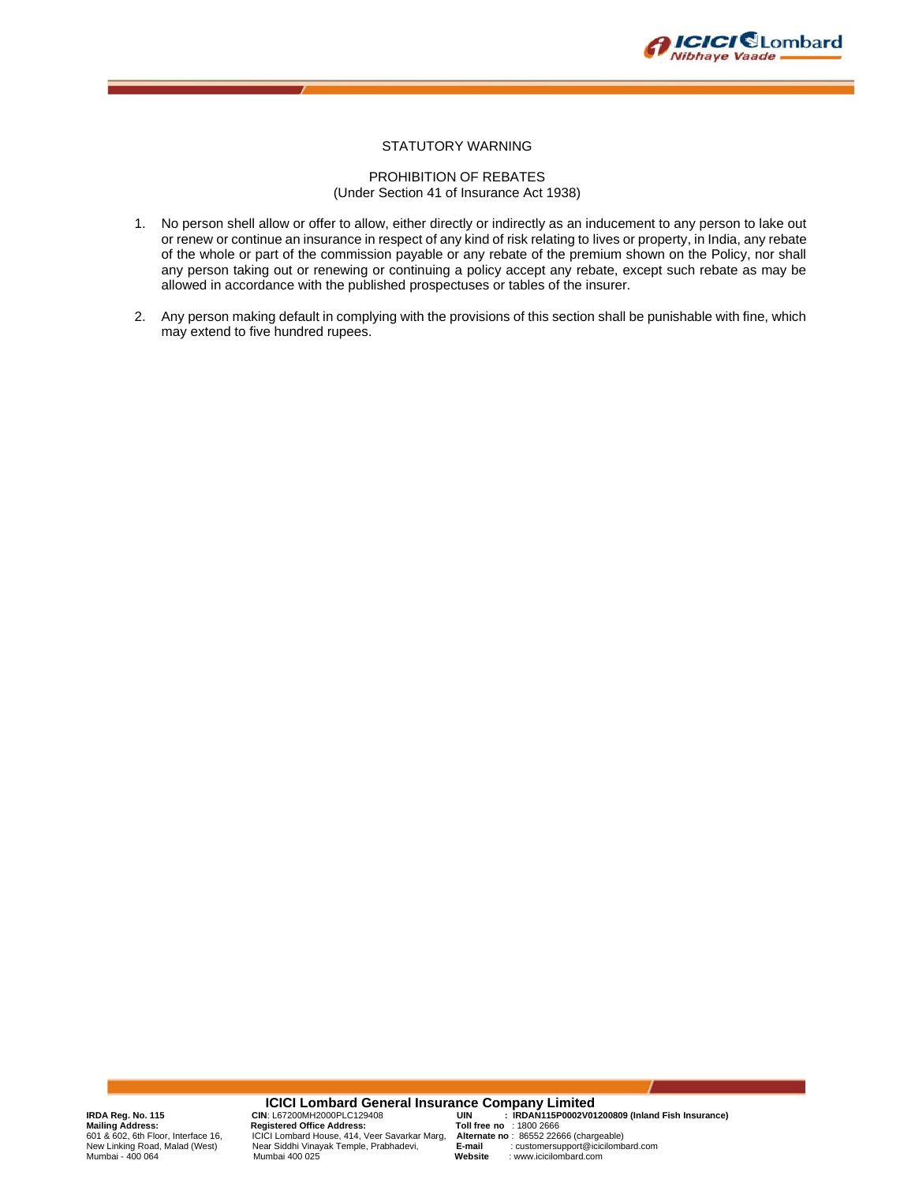STATUTORY WARNING

PROHIBITION OF REBATES
(Under Section 41 of Insurance Act 1938)

1. No person shell allow or offer to allow, either directly or indirectly as an inducement to any person to lake out or renew or continue an insurance in respect of any kind of risk relating to lives or property, in India, any rebate of the whole or part of the commission payable or any rebate of the premium shown on the Policy, nor shall any person taking out or renewing or continuing a policy accept any rebate, except such rebate as may be allowed in accordance with the published prospectuses or tables of the insurer.

2. Any person making default in complying with the provisions of this section shall be punishable with fine, which may extend to five hundred rupees.